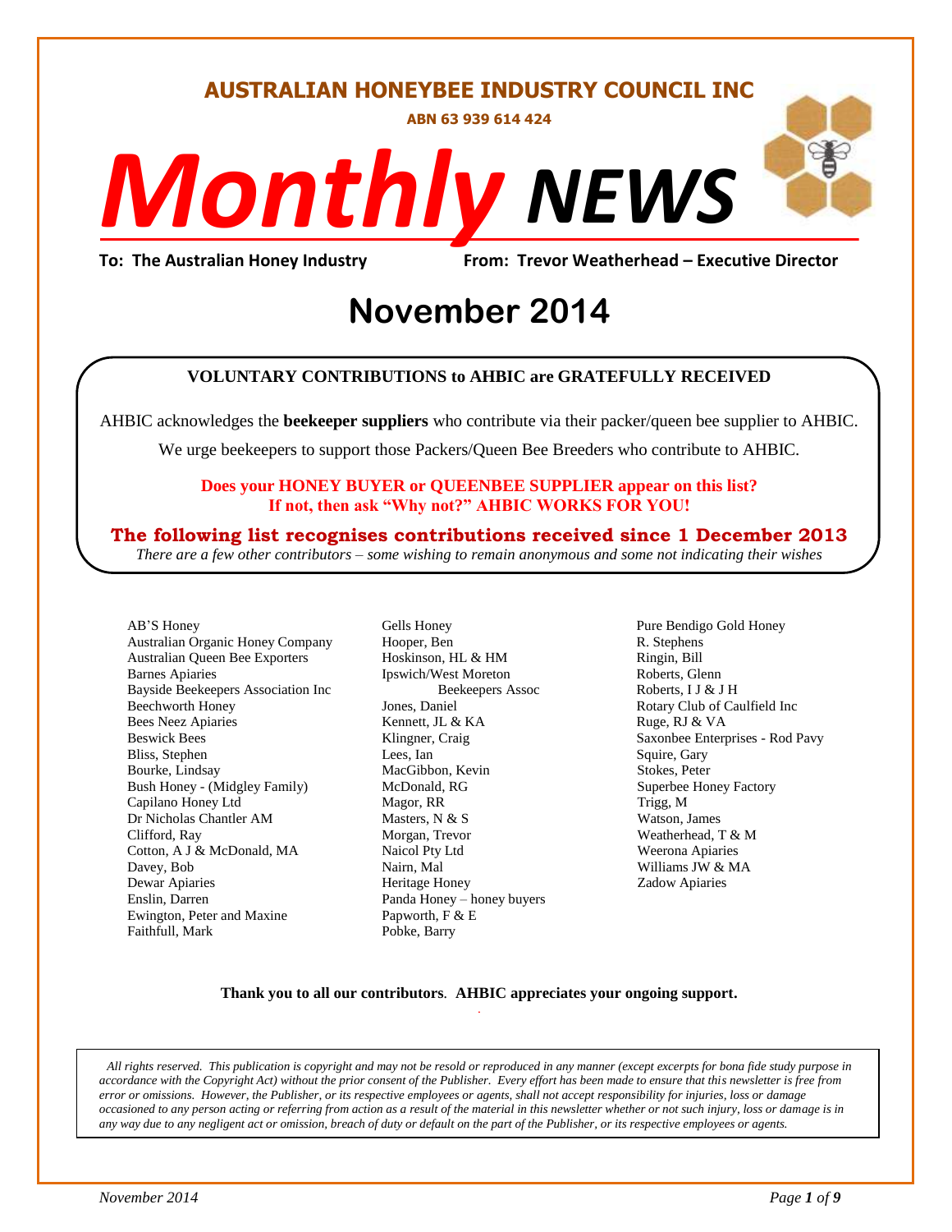# AUSTRALIAN HONEYBEE INDUSTRY COUNCIL INC

**ABN 63 939 614 424**

# *Monthly NEWS*

**To: The Australian Honey Industry** **From: Trevor Weatherhead – Executive Director**

# November 2014

**VOLUNTARY CONTRIBUTIONS to AHBIC are GRATEFULLY RECEIVED**

AHBIC acknowledges the **beekeeper suppliers** who contribute via their packer/queen bee supplier to AHBIC.

We urge beekeepers to support those Packers/Queen Bee Breeders who contribute to AHBIC.

**Does your HONEY BUYER or QUEENBEE SUPPLIER appear on this list?**
**If not, then ask "Why not?" AHBIC WORKS FOR YOU!**

**The following list recognises contributions received since 1 December 2013**

*There are a few other contributors – some wishing to remain anonymous and some not indicating their wishes*

AB'S Honey
Australian Organic Honey Company
Australian Queen Bee Exporters
Barnes Apiaries
Bayside Beekeepers Association Inc
Beechworth Honey
Bees Neez Apiaries
Beswick Bees
Bliss, Stephen
Bourke, Lindsay
Bush Honey - (Midgley Family)
Capilano Honey Ltd
Dr Nicholas Chantler AM
Clifford, Ray
Cotton, A J & McDonald, MA
Davey, Bob
Dewar Apiaries
Enslin, Darren
Ewington, Peter and Maxine
Faithfull, Mark
Gells Honey
Hooper, Ben
Hoskinson, HL & HM
Ipswich/West Moreton Beekeepers Assoc
Jones, Daniel
Kennett, JL & KA
Klingner, Craig
Lees, Ian
MacGibbon, Kevin
McDonald, RG
Magor, RR
Masters, N & S
Morgan, Trevor
Naicol Pty Ltd
Nairn, Mal
Heritage Honey
Panda Honey – honey buyers
Papworth, F & E
Pobke, Barry
Pure Bendigo Gold Honey
R. Stephens
Ringin, Bill
Roberts, Glenn
Roberts, I J & J H
Rotary Club of Caulfield Inc
Ruge, RJ & VA
Saxonbee Enterprises - Rod Pavy
Squire, Gary
Stokes, Peter
Superbee Honey Factory
Trigg, M
Watson, James
Weatherhead, T & M
Weerona Apiaries
Williams JW & MA
Zadow Apiaries

**Thank you to all our contributors**. **AHBIC appreciates your ongoing support.**

*All rights reserved. This publication is copyright and may not be resold or reproduced in any manner (except excerpts for bona fide study purpose in accordance with the Copyright Act) without the prior consent of the Publisher. Every effort has been made to ensure that this newsletter is free from error or omissions. However, the Publisher, or its respective employees or agents, shall not accept responsibility for injuries, loss or damage occasioned to any person acting or referring from action as a result of the material in this newsletter whether or not such injury, loss or damage is in any way due to any negligent act or omission, breach of duty or default on the part of the Publisher, or its respective employees or agents.*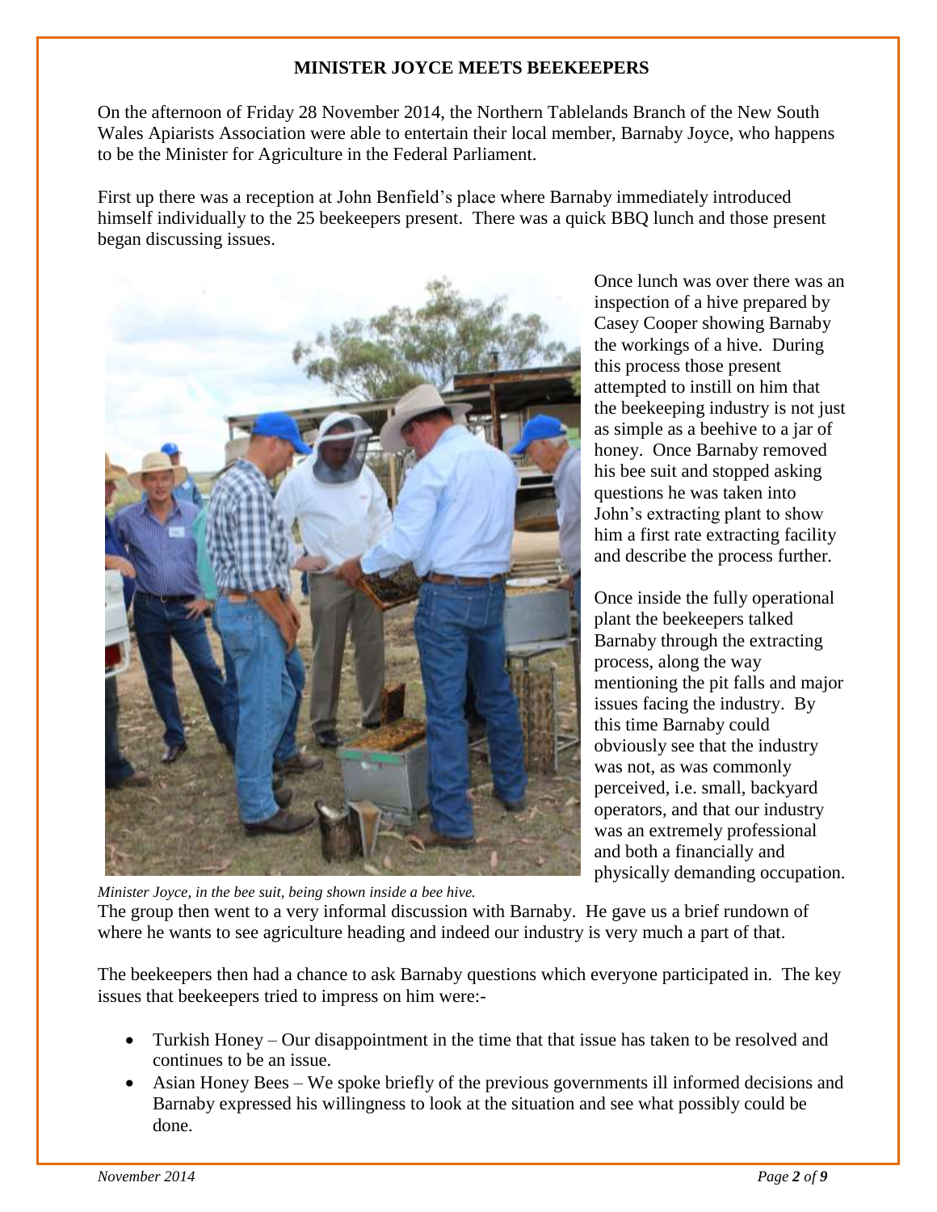## MINISTER JOYCE MEETS BEEKEEPERS

On the afternoon of Friday 28 November 2014, the Northern Tablelands Branch of the New South Wales Apiarists Association were able to entertain their local member, Barnaby Joyce, who happens to be the Minister for Agriculture in the Federal Parliament.

First up there was a reception at John Benfield's place where Barnaby immediately introduced himself individually to the 25 beekeepers present. There was a quick BBQ lunch and those present began discussing issues.

Once lunch was over there was an inspection of a hive prepared by Casey Cooper showing Barnaby the workings of a hive. During this process those present attempted to instill on him that the beekeeping industry is not just as simple as a beehive to a jar of honey. Once Barnaby removed his bee suit and stopped asking questions he was taken into John's extracting plant to show him a first rate extracting facility and describe the process further.

Once inside the fully operational plant the beekeepers talked Barnaby through the extracting process, along the way mentioning the pit falls and major issues facing the industry. By this time Barnaby could obviously see that the industry was not, as was commonly perceived, i.e. small, backyard operators, and that our industry was an extremely professional and both a financially and physically demanding occupation.

*Minister Joyce, in the bee suit, being shown inside a bee hive.*

The group then went to a very informal discussion with Barnaby. He gave us a brief rundown of where he wants to see agriculture heading and indeed our industry is very much a part of that.

The beekeepers then had a chance to ask Barnaby questions which everyone participated in. The key issues that beekeepers tried to impress on him were:-

- Turkish Honey – Our disappointment in the time that that issue has taken to be resolved and continues to be an issue.
- Asian Honey Bees – We spoke briefly of the previous governments ill informed decisions and Barnaby expressed his willingness to look at the situation and see what possibly could be done.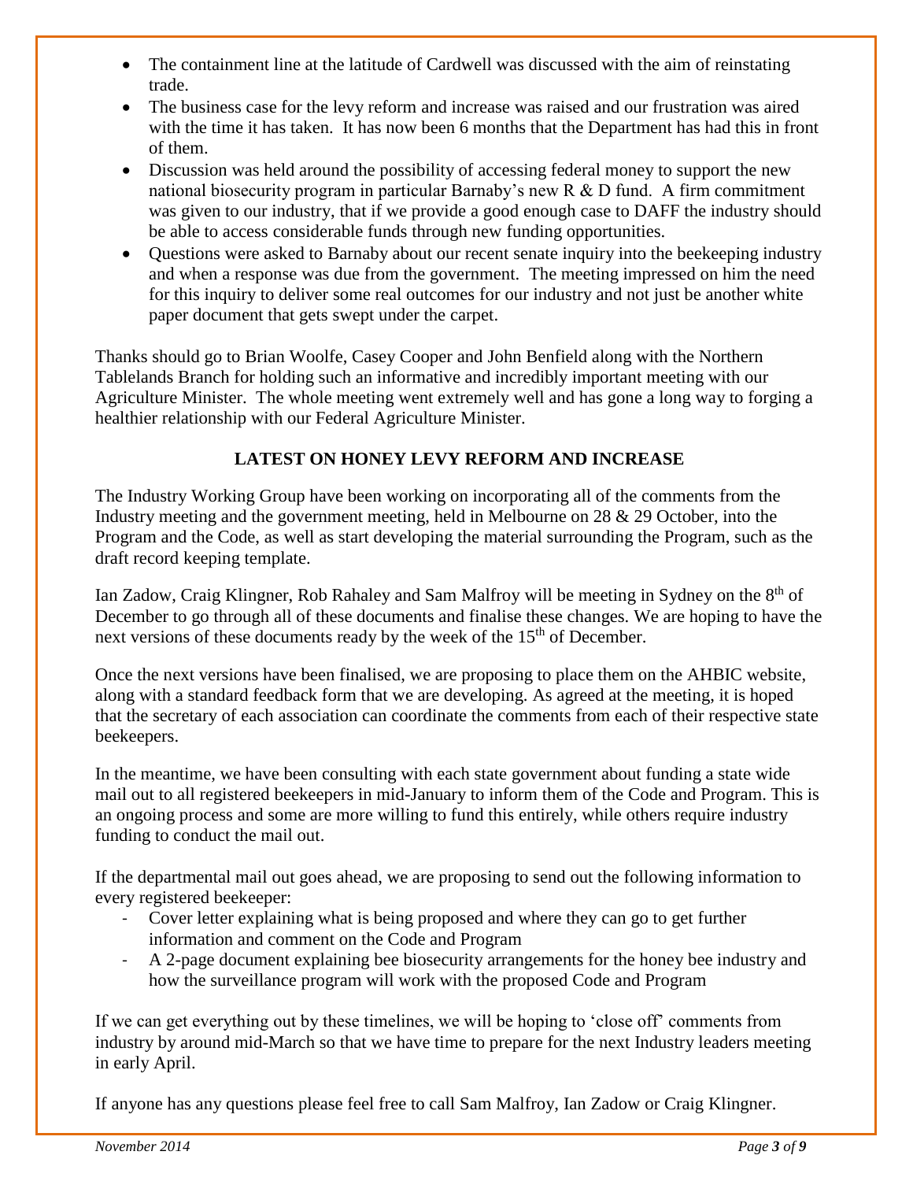- The containment line at the latitude of Cardwell was discussed with the aim of reinstating trade.
- The business case for the levy reform and increase was raised and our frustration was aired with the time it has taken. It has now been 6 months that the Department has had this in front of them.
- Discussion was held around the possibility of accessing federal money to support the new national biosecurity program in particular Barnaby's new R & D fund. A firm commitment was given to our industry, that if we provide a good enough case to DAFF the industry should be able to access considerable funds through new funding opportunities.
- Questions were asked to Barnaby about our recent senate inquiry into the beekeeping industry and when a response was due from the government. The meeting impressed on him the need for this inquiry to deliver some real outcomes for our industry and not just be another white paper document that gets swept under the carpet.

Thanks should go to Brian Woolfe, Casey Cooper and John Benfield along with the Northern Tablelands Branch for holding such an informative and incredibly important meeting with our Agriculture Minister. The whole meeting went extremely well and has gone a long way to forging a healthier relationship with our Federal Agriculture Minister.

**LATEST ON HONEY LEVY REFORM AND INCREASE**

The Industry Working Group have been working on incorporating all of the comments from the Industry meeting and the government meeting, held in Melbourne on 28 & 29 October, into the Program and the Code, as well as start developing the material surrounding the Program, such as the draft record keeping template.

Ian Zadow, Craig Klingner, Rob Rahaley and Sam Malfroy will be meeting in Sydney on the 8th of December to go through all of these documents and finalise these changes. We are hoping to have the next versions of these documents ready by the week of the 15th of December.

Once the next versions have been finalised, we are proposing to place them on the AHBIC website, along with a standard feedback form that we are developing. As agreed at the meeting, it is hoped that the secretary of each association can coordinate the comments from each of their respective state beekeepers.

In the meantime, we have been consulting with each state government about funding a state wide mail out to all registered beekeepers in mid-January to inform them of the Code and Program. This is an ongoing process and some are more willing to fund this entirely, while others require industry funding to conduct the mail out.

If the departmental mail out goes ahead, we are proposing to send out the following information to every registered beekeeper:

- Cover letter explaining what is being proposed and where they can go to get further information and comment on the Code and Program
- A 2-page document explaining bee biosecurity arrangements for the honey bee industry and how the surveillance program will work with the proposed Code and Program

If we can get everything out by these timelines, we will be hoping to 'close off' comments from industry by around mid-March so that we have time to prepare for the next Industry leaders meeting in early April.

If anyone has any questions please feel free to call Sam Malfroy, Ian Zadow or Craig Klingner.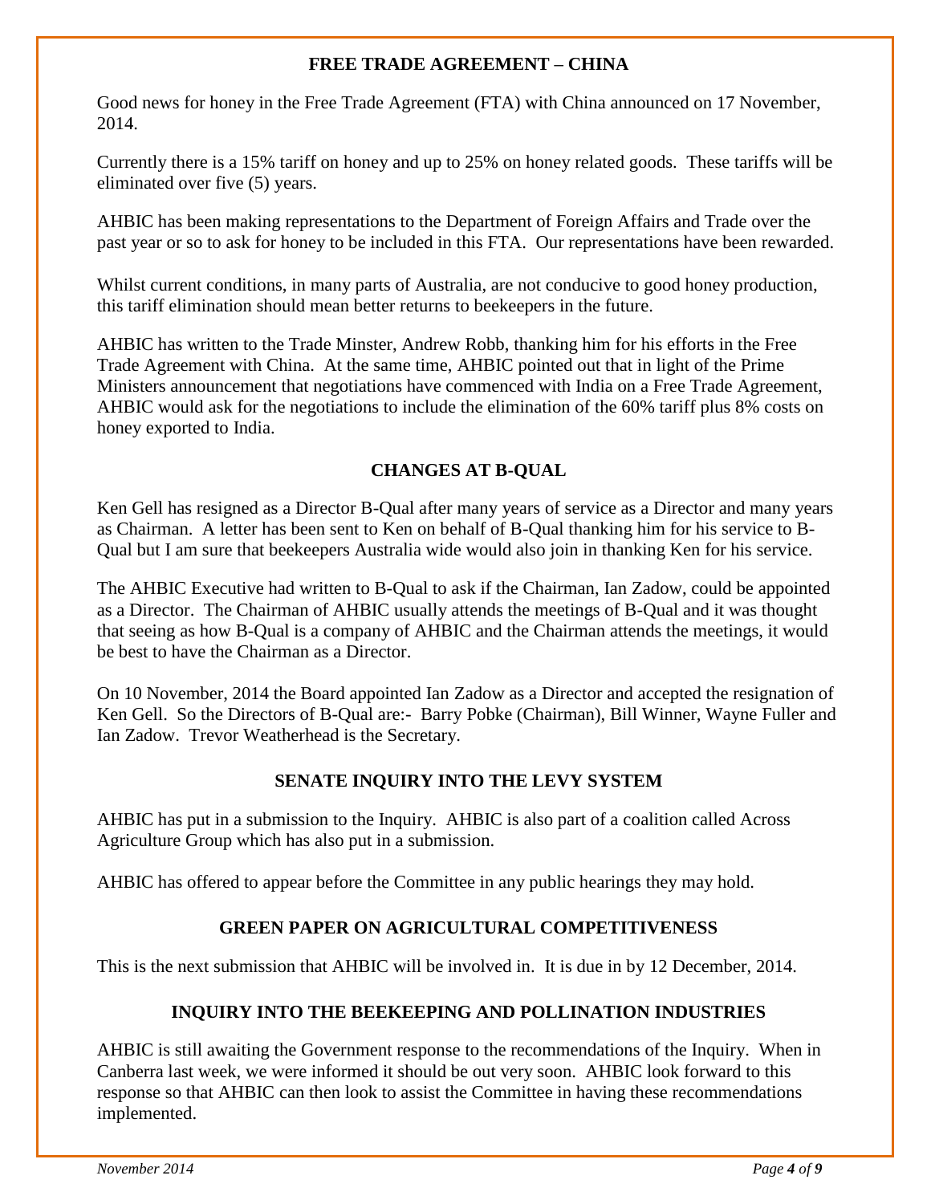## FREE TRADE AGREEMENT – CHINA

Good news for honey in the Free Trade Agreement (FTA) with China announced on 17 November, 2014.

Currently there is a 15% tariff on honey and up to 25% on honey related goods. These tariffs will be eliminated over five (5) years.

AHBIC has been making representations to the Department of Foreign Affairs and Trade over the past year or so to ask for honey to be included in this FTA. Our representations have been rewarded.

Whilst current conditions, in many parts of Australia, are not conducive to good honey production, this tariff elimination should mean better returns to beekeepers in the future.

AHBIC has written to the Trade Minster, Andrew Robb, thanking him for his efforts in the Free Trade Agreement with China. At the same time, AHBIC pointed out that in light of the Prime Ministers announcement that negotiations have commenced with India on a Free Trade Agreement, AHBIC would ask for the negotiations to include the elimination of the 60% tariff plus 8% costs on honey exported to India.

## CHANGES AT B-QUAL

Ken Gell has resigned as a Director B-Qual after many years of service as a Director and many years as Chairman. A letter has been sent to Ken on behalf of B-Qual thanking him for his service to B-Qual but I am sure that beekeepers Australia wide would also join in thanking Ken for his service.

The AHBIC Executive had written to B-Qual to ask if the Chairman, Ian Zadow, could be appointed as a Director. The Chairman of AHBIC usually attends the meetings of B-Qual and it was thought that seeing as how B-Qual is a company of AHBIC and the Chairman attends the meetings, it would be best to have the Chairman as a Director.

On 10 November, 2014 the Board appointed Ian Zadow as a Director and accepted the resignation of Ken Gell. So the Directors of B-Qual are:- Barry Pobke (Chairman), Bill Winner, Wayne Fuller and Ian Zadow. Trevor Weatherhead is the Secretary.

## SENATE INQUIRY INTO THE LEVY SYSTEM

AHBIC has put in a submission to the Inquiry. AHBIC is also part of a coalition called Across Agriculture Group which has also put in a submission.

AHBIC has offered to appear before the Committee in any public hearings they may hold.

## GREEN PAPER ON AGRICULTURAL COMPETITIVENESS

This is the next submission that AHBIC will be involved in. It is due in by 12 December, 2014.

## INQUIRY INTO THE BEEKEEPING AND POLLINATION INDUSTRIES

AHBIC is still awaiting the Government response to the recommendations of the Inquiry. When in Canberra last week, we were informed it should be out very soon. AHBIC look forward to this response so that AHBIC can then look to assist the Committee in having these recommendations implemented.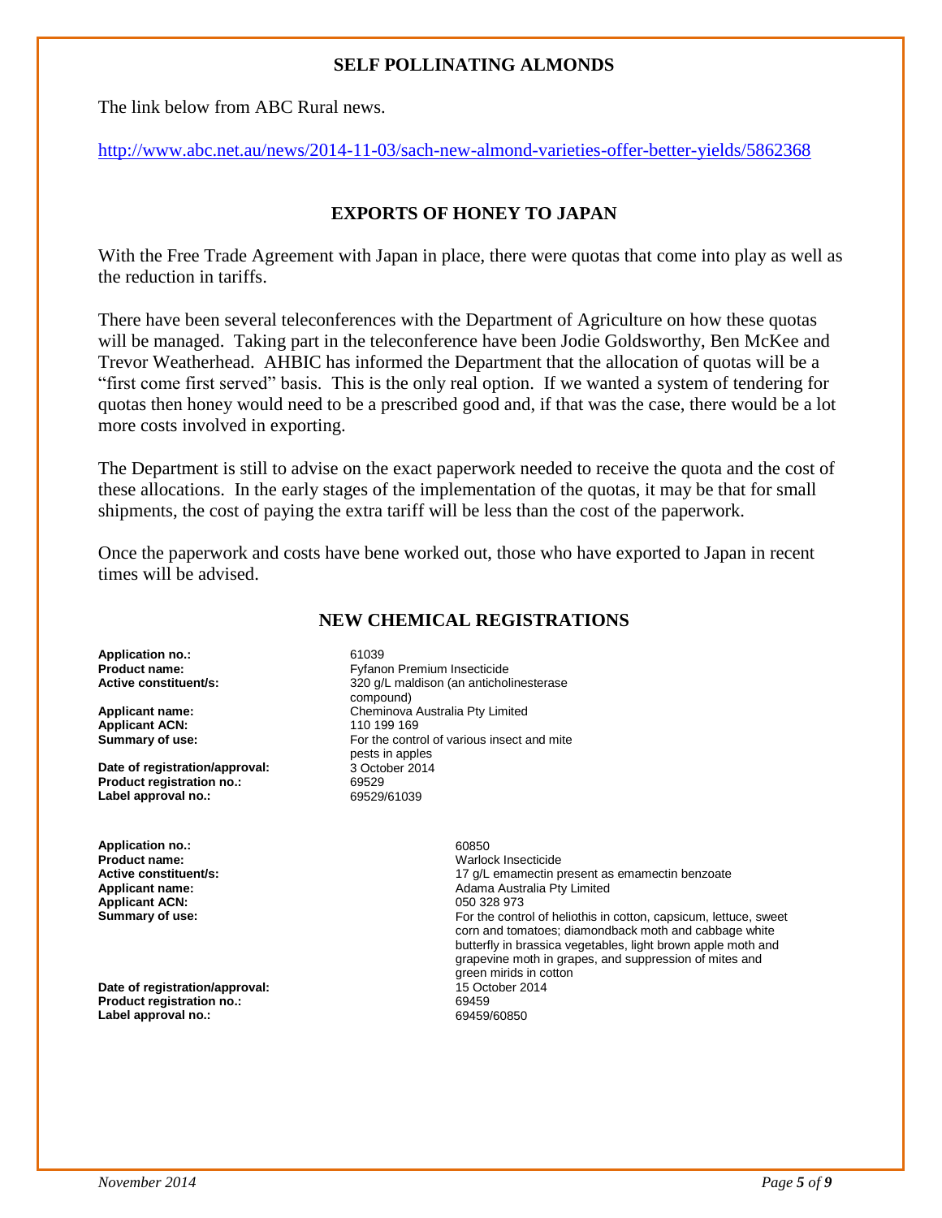## SELF POLLINATING ALMONDS

The link below from ABC Rural news.

http://www.abc.net.au/news/2014-11-03/sach-new-almond-varieties-offer-better-yields/5862368

## EXPORTS OF HONEY TO JAPAN

With the Free Trade Agreement with Japan in place, there were quotas that come into play as well as the reduction in tariffs.

There have been several teleconferences with the Department of Agriculture on how these quotas will be managed. Taking part in the teleconference have been Jodie Goldsworthy, Ben McKee and Trevor Weatherhead. AHBIC has informed the Department that the allocation of quotas will be a "first come first served" basis. This is the only real option. If we wanted a system of tendering for quotas then honey would need to be a prescribed good and, if that was the case, there would be a lot more costs involved in exporting.

The Department is still to advise on the exact paperwork needed to receive the quota and the cost of these allocations. In the early stages of the implementation of the quotas, it may be that for small shipments, the cost of paying the extra tariff will be less than the cost of the paperwork.

Once the paperwork and costs have bene worked out, those who have exported to Japan in recent times will be advised.

## NEW CHEMICAL REGISTRATIONS

**Application no.:** 61039
**Product name:** Fyfanon Premium Insecticide
**Active constituent/s:** 320 g/L maldison (an anticholinesterase compound)
**Applicant name:** Cheminova Australia Pty Limited
**Applicant ACN:** 110 199 169
**Summary of use:** For the control of various insect and mite pests in apples
**Date of registration/approval:** 3 October 2014
**Product registration no.:** 69529
**Label approval no.:** 69529/61039

**Application no.:** 60850
**Product name:** Warlock Insecticide
**Active constituent/s:** 17 g/L emamectin present as emamectin benzoate
**Applicant name:** Adama Australia Pty Limited
**Applicant ACN:** 050 328 973
**Summary of use:** For the control of heliothis in cotton, capsicum, lettuce, sweet corn and tomatoes; diamondback moth and cabbage white butterfly in brassica vegetables, light brown apple moth and grapevine moth in grapes, and suppression of mites and green mirids in cotton
**Date of registration/approval:** 15 October 2014
**Product registration no.:** 69459
**Label approval no.:** 69459/60850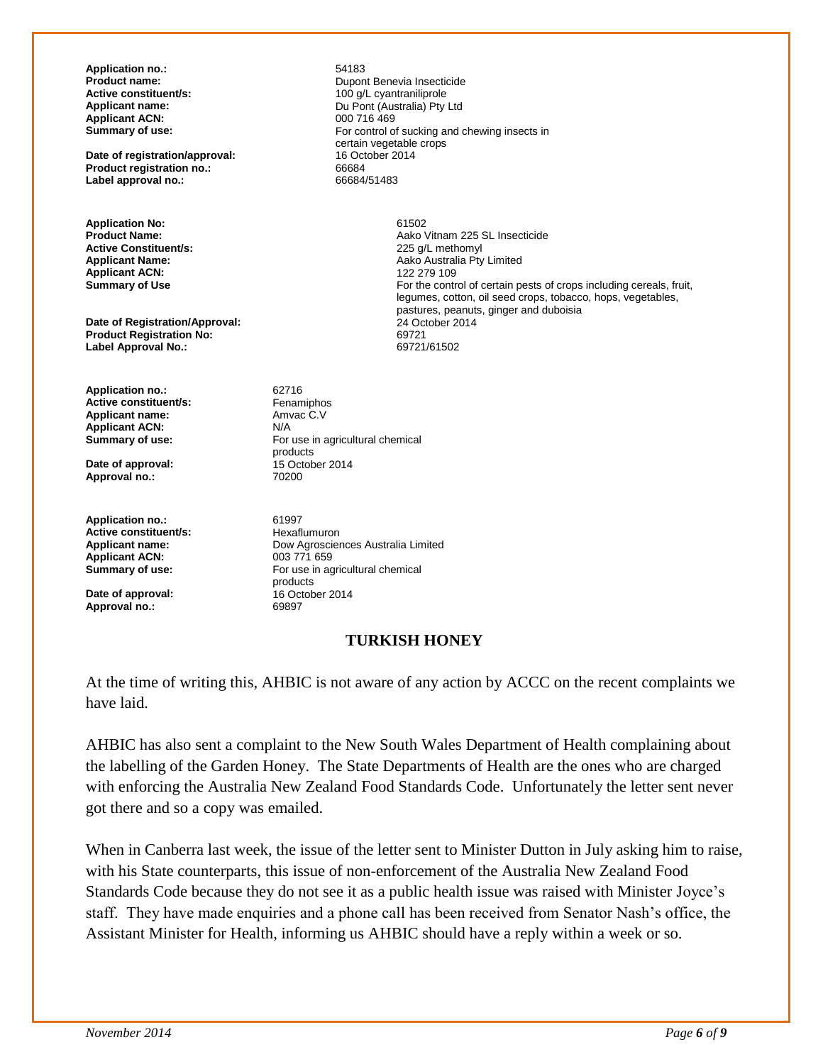**Application no.:** 54183
**Product name:** Dupont Benevia Insecticide
**Active constituent/s:** 100 g/L cyantraniliprole
**Applicant name:** Du Pont (Australia) Pty Ltd
**Applicant ACN:** 000 716 469
**Summary of use:** For control of sucking and chewing insects in certain vegetable crops
**Date of registration/approval:** 16 October 2014
**Product registration no.:** 66684
**Label approval no.:** 66684/51483

**Application No:** 61502
**Product Name:** Aako Vitnam 225 SL Insecticide
**Active Constituent/s:** 225 g/L methomyl
**Applicant Name:** Aako Australia Pty Limited
**Applicant ACN:** 122 279 109
**Summary of Use** For the control of certain pests of crops including cereals, fruit, legumes, cotton, oil seed crops, tobacco, hops, vegetables, pastures, peanuts, ginger and duboisia
**Date of Registration/Approval:** 24 October 2014
**Product Registration No:** 69721
**Label Approval No.:** 69721/61502

**Application no.:** 62716
**Active constituent/s:** Fenamiphos
**Applicant name:** Amvac C.V
**Applicant ACN:** N/A
**Summary of use:** For use in agricultural chemical products
**Date of approval:** 15 October 2014
**Approval no.:** 70200

**Application no.:** 61997
**Active constituent/s:** Hexaflumuron
**Applicant name:** Dow Agrosciences Australia Limited
**Applicant ACN:** 003 771 659
**Summary of use:** For use in agricultural chemical products
**Date of approval:** 16 October 2014
**Approval no.:** 69897

## TURKISH HONEY

At the time of writing this, AHBIC is not aware of any action by ACCC on the recent complaints we have laid.

AHBIC has also sent a complaint to the New South Wales Department of Health complaining about the labelling of the Garden Honey. The State Departments of Health are the ones who are charged with enforcing the Australia New Zealand Food Standards Code. Unfortunately the letter sent never got there and so a copy was emailed.

When in Canberra last week, the issue of the letter sent to Minister Dutton in July asking him to raise, with his State counterparts, this issue of non-enforcement of the Australia New Zealand Food Standards Code because they do not see it as a public health issue was raised with Minister Joyce's staff. They have made enquiries and a phone call has been received from Senator Nash's office, the Assistant Minister for Health, informing us AHBIC should have a reply within a week or so.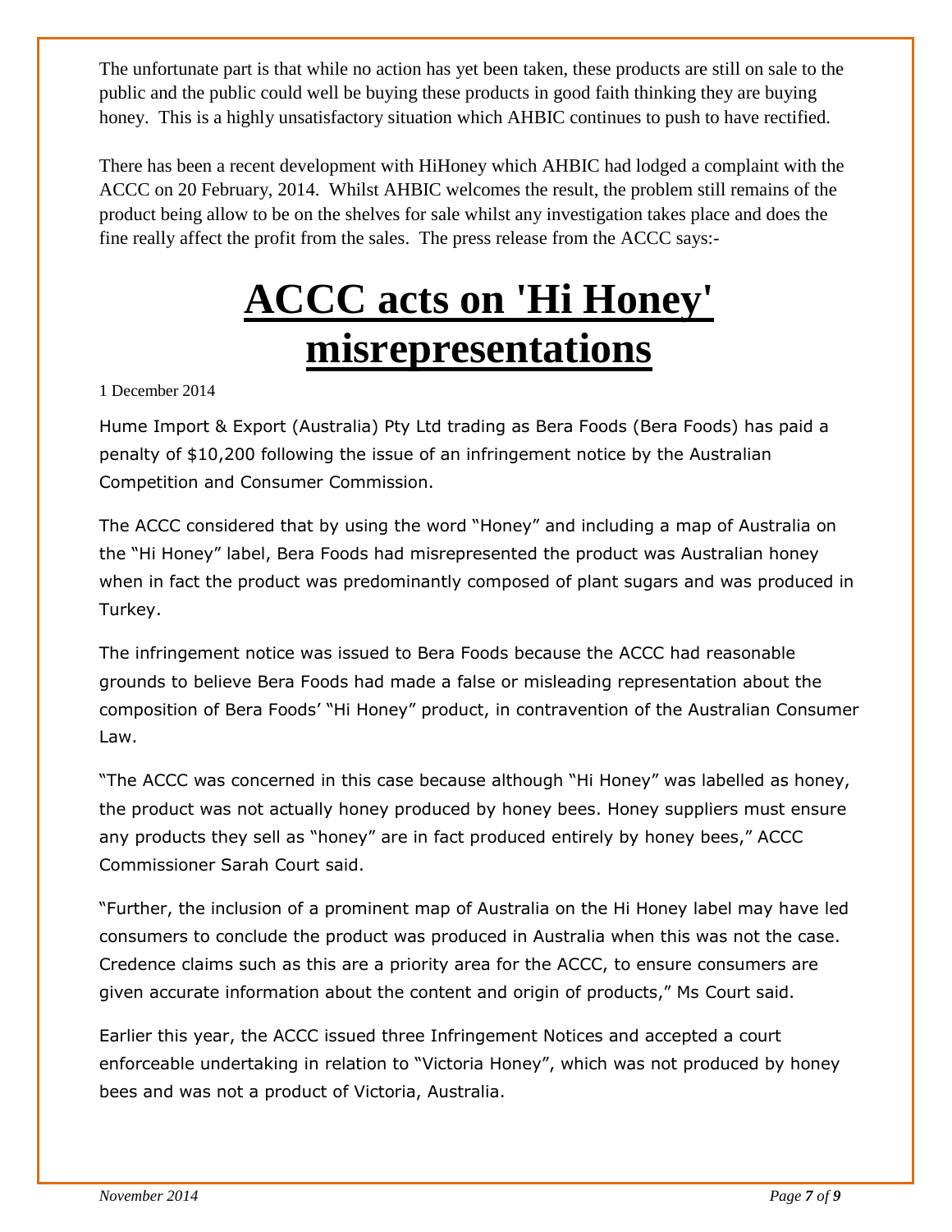The unfortunate part is that while no action has yet been taken, these products are still on sale to the public and the public could well be buying these products in good faith thinking they are buying honey. This is a highly unsatisfactory situation which AHBIC continues to push to have rectified.

There has been a recent development with HiHoney which AHBIC had lodged a complaint with the ACCC on 20 February, 2014. Whilst AHBIC welcomes the result, the problem still remains of the product being allow to be on the shelves for sale whilst any investigation takes place and does the fine really affect the profit from the sales. The press release from the ACCC says:-

# ACCC acts on 'Hi Honey' misrepresentations

1 December 2014

Hume Import & Export (Australia) Pty Ltd trading as Bera Foods (Bera Foods) has paid a penalty of $10,200 following the issue of an infringement notice by the Australian Competition and Consumer Commission.

The ACCC considered that by using the word "Honey" and including a map of Australia on the "Hi Honey" label, Bera Foods had misrepresented the product was Australian honey when in fact the product was predominantly composed of plant sugars and was produced in Turkey.

The infringement notice was issued to Bera Foods because the ACCC had reasonable grounds to believe Bera Foods had made a false or misleading representation about the composition of Bera Foods' "Hi Honey" product, in contravention of the Australian Consumer Law.

"The ACCC was concerned in this case because although "Hi Honey" was labelled as honey, the product was not actually honey produced by honey bees. Honey suppliers must ensure any products they sell as "honey" are in fact produced entirely by honey bees," ACCC Commissioner Sarah Court said.

"Further, the inclusion of a prominent map of Australia on the Hi Honey label may have led consumers to conclude the product was produced in Australia when this was not the case. Credence claims such as this are a priority area for the ACCC, to ensure consumers are given accurate information about the content and origin of products," Ms Court said.

Earlier this year, the ACCC issued three Infringement Notices and accepted a court enforceable undertaking in relation to "Victoria Honey", which was not produced by honey bees and was not a product of Victoria, Australia.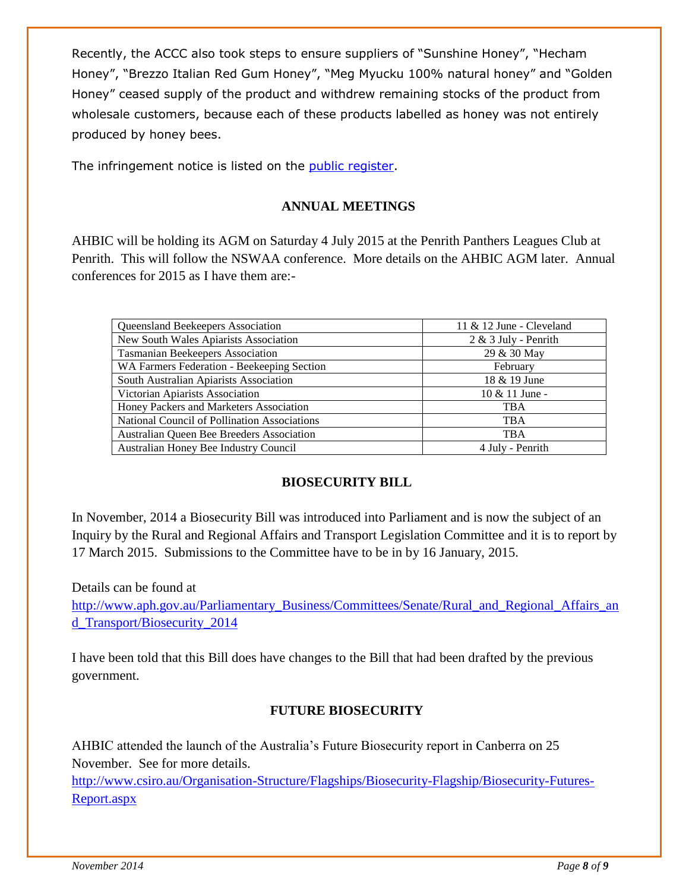Recently, the ACCC also took steps to ensure suppliers of "Sunshine Honey", "Hecham Honey", "Brezzo Italian Red Gum Honey", "Meg Myucku 100% natural honey" and "Golden Honey" ceased supply of the product and withdrew remaining stocks of the product from wholesale customers, because each of these products labelled as honey was not entirely produced by honey bees.

The infringement notice is listed on the [public register](public register).

## ANNUAL MEETINGS

AHBIC will be holding its AGM on Saturday 4 July 2015 at the Penrith Panthers Leagues Club at Penrith. This will follow the NSWAA conference. More details on the AHBIC AGM later. Annual conferences for 2015 as I have them are:-

| | |
|---|---|
| Queensland Beekeepers Association | 11 & 12 June - Cleveland |
| New South Wales Apiarists Association | 2 & 3 July - Penrith |
| Tasmanian Beekeepers Association | 29 & 30 May |
| WA Farmers Federation - Beekeeping Section | February |
| South Australian Apiarists Association | 18 & 19 June |
| Victorian Apiarists Association | 10 & 11 June - |
| Honey Packers and Marketers Association | TBA |
| National Council of Pollination Associations | TBA |
| Australian Queen Bee Breeders Association | TBA |
| Australian Honey Bee Industry Council | 4 July - Penrith |

## BIOSECURITY BILL

In November, 2014 a Biosecurity Bill was introduced into Parliament and is now the subject of an Inquiry by the Rural and Regional Affairs and Transport Legislation Committee and it is to report by 17 March 2015. Submissions to the Committee have to be in by 16 January, 2015.

Details can be found at
http://www.aph.gov.au/Parliamentary_Business/Committees/Senate/Rural_and_Regional_Affairs_and_Transport/Biosecurity_2014

I have been told that this Bill does have changes to the Bill that had been drafted by the previous government.

## FUTURE BIOSECURITY

AHBIC attended the launch of the Australia's Future Biosecurity report in Canberra on 25 November. See for more details.
http://www.csiro.au/Organisation-Structure/Flagships/Biosecurity-Flagship/Biosecurity-Futures-Report.aspx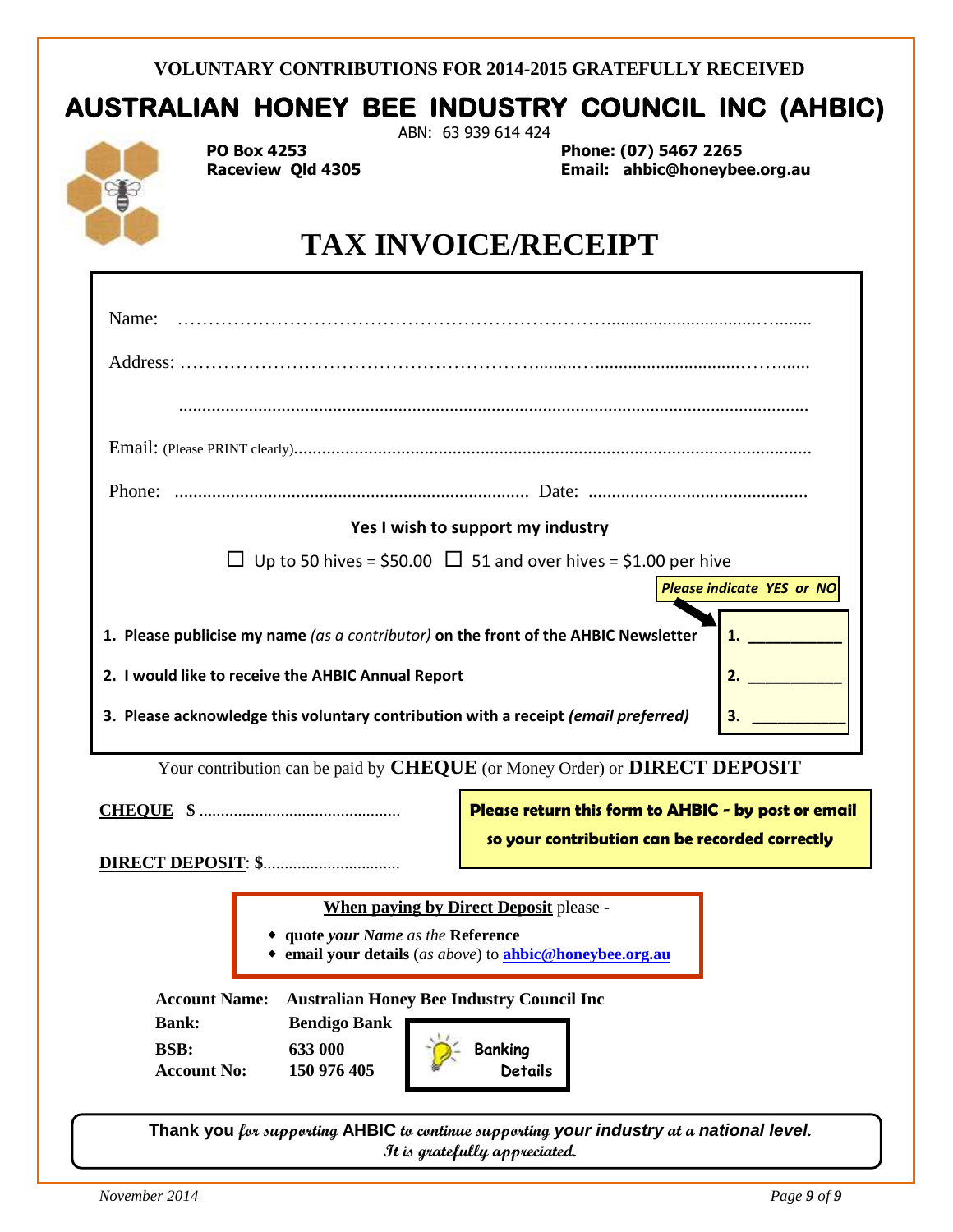**VOLUNTARY CONTRIBUTIONS FOR 2014-2015 GRATEFULLY RECEIVED**

# AUSTRALIAN HONEY BEE INDUSTRY COUNCIL INC (AHBIC)

ABN: 63 939 614 424

**PO Box 4253**
**Raceview Qld 4305**

**Phone: (07) 5467 2265**
**Email: ahbic@honeybee.org.au**

# TAX INVOICE/RECEIPT

Name: ……………………………………………………………………………………………

Address: ……………………………………………………………………………………………

……………………………………………………………………………………………

Email: (Please PRINT clearly)……………………………………………………………………………

Phone: ……………………………………………… Date: ………………………………………

**Yes I wish to support my industry**

☐ Up to 50 hives = $50.00 ☐ 51 and over hives = $1.00 per hive

***Please indicate YES or NO***

**1. Please publicise my name** *(as a contributor)* **on the front of the AHBIC Newsletter** **1. ___________**

**2. I would like to receive the AHBIC Annual Report** **2. ___________**

**3. Please acknowledge this voluntary contribution with a receipt** ***(email preferred)*** **3. ___________**

Your contribution can be paid by **CHEQUE** (or Money Order) or **DIRECT DEPOSIT**

**CHEQUE $** ………………………………………

**DIRECT DEPOSIT: $**………………………………

**Please return this form to AHBIC - by post or email so your contribution can be recorded correctly**

**When paying by Direct Deposit** please -

- **quote** ***your Name*** *as the* **Reference**
- **email your details** (*as above*) to **ahbic@honeybee.org.au**

| | |
|---|---|
| **Account Name:** | **Australian Honey Bee Industry Council Inc** |
| **Bank:** | **Bendigo Bank** |
| **BSB:** | **633 000** |
| **Account No:** | **150 976 405** |

Banking Details

**Thank you** ***for supporting*** **AHBIC** ***to continue supporting*** ***your industry*** *at a* ***national level.*** ***It is gratefully appreciated.***

*November 2014*